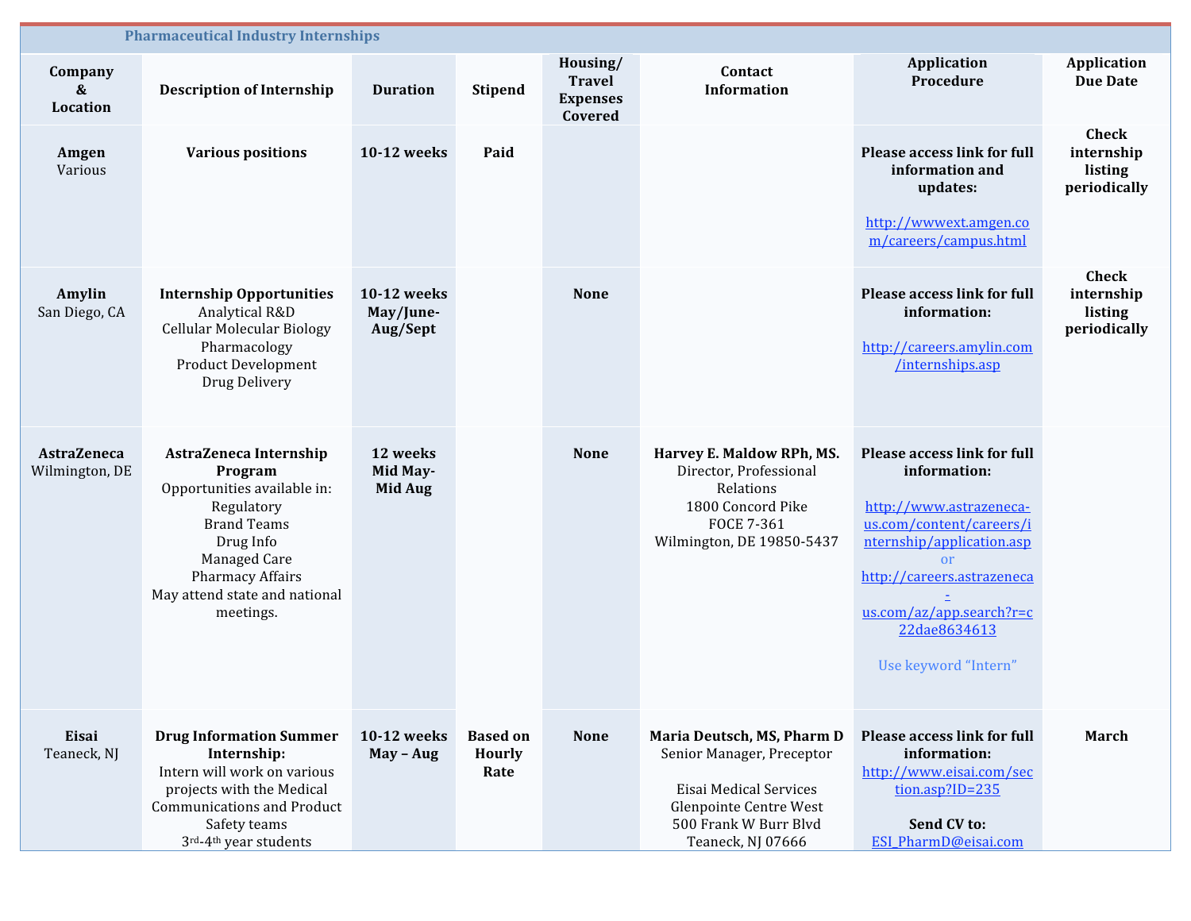## Pharmaceutical Industry Internships

| Company & Location | Description of Internship | Duration | Stipend | Housing/ Travel Expenses Covered | Contact Information | Application Procedure | Application Due Date |
|---|---|---|---|---|---|---|---|
| **Amgen** Various | **Various positions** | **10-12 weeks** | **Paid** | | | **Please access link for full information and updates:** http://wwwext.amgen.com/careers/campus.html | **Check internship listing periodically** |
| **Amylin** San Diego, CA | **Internship Opportunities** Analytical R&D Cellular Molecular Biology Pharmacology Product Development Drug Delivery | **10-12 weeks May/June-Aug/Sept** | | **None** | | **Please access link for full information:** http://careers.amylin.com/internships.asp | **Check internship listing periodically** |
| **AstraZeneca** Wilmington, DE | **AstraZeneca Internship Program** Opportunities available in: Regulatory Brand Teams Drug Info Managed Care Pharmacy Affairs May attend state and national meetings. | **12 weeks Mid May-Mid Aug** | | **None** | **Harvey E. Maldow RPh, MS.** Director, Professional Relations 1800 Concord Pike FOCE 7-361 Wilmington, DE 19850-5437 | **Please access link for full information:** http://www.astrazeneca-us.com/content/careers/internship/application.asp or http://careers.astrazeneca-us.com/az/app.search?r=c22dae8634613 Use keyword "Intern" | |
| **Eisai** Teaneck, NJ | **Drug Information Summer Internship:** Intern will work on various projects with the Medical Communications and Product Safety teams 3rd-4th year students | **10-12 weeks May – Aug** | **Based on Hourly Rate** | **None** | **Maria Deutsch, MS, Pharm D** Senior Manager, Preceptor Eisai Medical Services Glenpointe Centre West 500 Frank W Burr Blvd Teaneck, NJ 07666 | **Please access link for full information:** http://www.eisai.com/section.asp?ID=235 **Send CV to:** ESI_PharmD@eisai.com | **March** |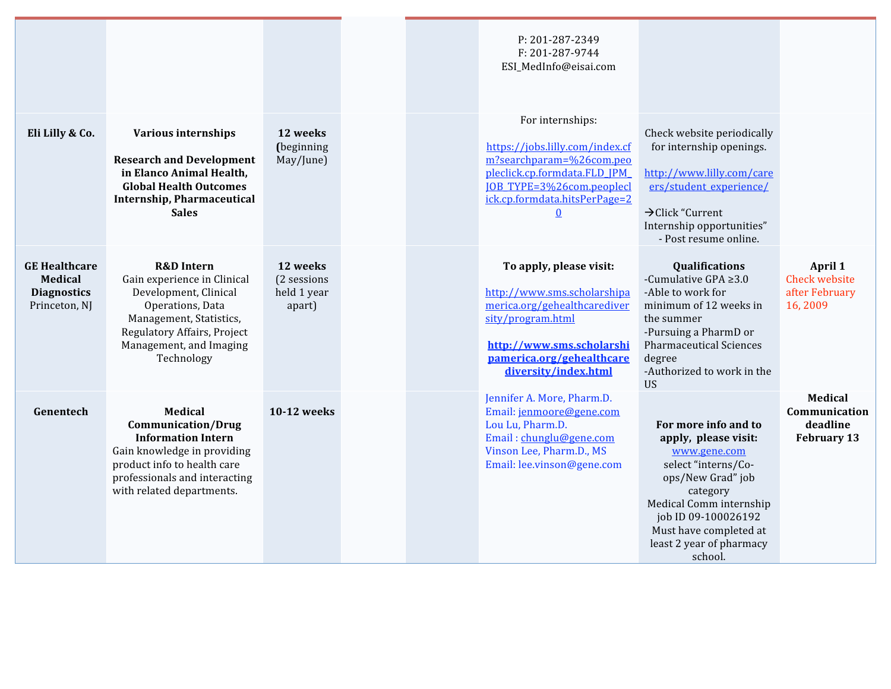| | | | | | | | |
|---|---|---|---|---|---|---|---|
| | | | | | P: 201-287-2349<br>F: 201-287-9744<br>ESI_MedInfo@eisai.com | | |
| **Eli Lilly & Co.** | **Various internships**<br><br>**Research and Development in Elanco Animal Health, Global Health Outcomes Internship, Pharmaceutical Sales** | **12 weeks** **(**beginning May/June) | | | For internships:<br><br>https://jobs.lilly.com/index.cfm?searchparam=%26com.peoplelick.cp.formdata.FLD_JPM_JOB_TYPE=3%26com.peopleclick.cp.formdata.hitsPerPage=20 | Check website periodically for internship openings.<br><br>http://www.lilly.com/careers/student_experience/<br><br>→Click "Current Internship opportunities"<br>- Post resume online. | |
| **GE Healthcare Medical Diagnostics** Princeton, NJ | **R&D Intern**<br>Gain experience in Clinical Development, Clinical Operations, Data Management, Statistics, Regulatory Affairs, Project Management, and Imaging Technology | **12 weeks** (2 sessions held 1 year apart) | | | **To apply, please visit:**<br><br>http://www.sms.scholarshipamerica.org/gehealthcarediversity/program.html<br><br>**http://www.sms.scholarshipamerica.org/gehealthcarediversity/index.html** | **Qualifications**<br>-Cumulative GPA ≥3.0<br>-Able to work for minimum of 12 weeks in the summer<br>-Pursuing a PharmD or Pharmaceutical Sciences degree<br>-Authorized to work in the US | **April 1**<br>Check website after February 16, 2009 |
| **Genentech** | **Medical Communication/Drug Information Intern**<br>Gain knowledge in providing product info to health care professionals and interacting with related departments. | **10-12 weeks** | | | Jennifer A. More, Pharm.D.<br>Email: jenmoore@gene.com<br>Lou Lu, Pharm.D.<br>Email : chunglu@gene.com<br>Vinson Lee, Pharm.D., MS<br>Email: lee.vinson@gene.com | **For more info and to apply, please visit:**<br>www.gene.com<br>select "interns/Co-ops/New Grad" job category<br>Medical Comm internship job ID 09-100026192<br>Must have completed at least 2 year of pharmacy school. | **Medical Communication deadline February 13** |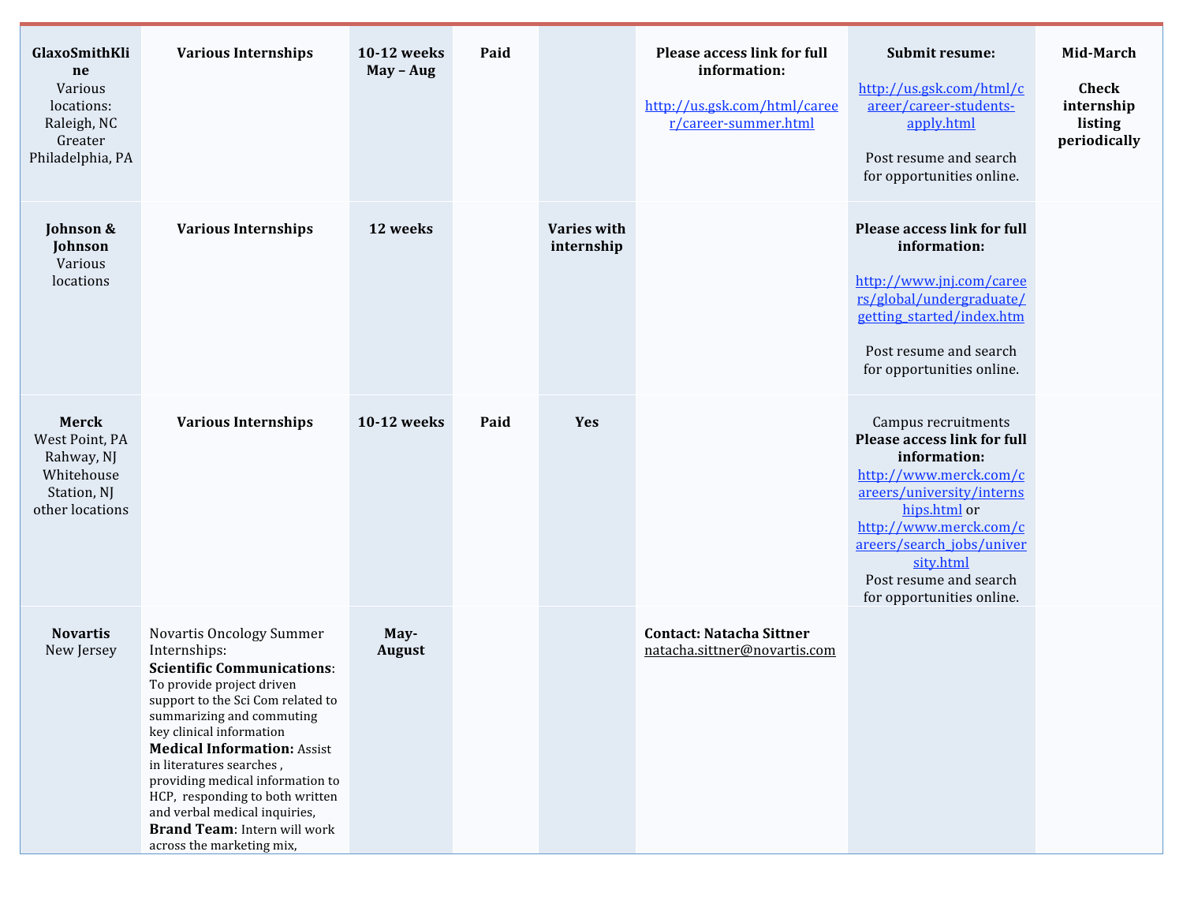| | | | | | | | |
|---|---|---|---|---|---|---|---|
| **GlaxoSmithKline** Various locations: Raleigh, NC Greater Philadelphia, PA | **Various Internships** | **10-12 weeks May – Aug** | **Paid** | | **Please access link for full information:** http://us.gsk.com/html/career/career-summer.html | **Submit resume:** http://us.gsk.com/html/career/career-students-apply.html Post resume and search for opportunities online. | **Mid-March** **Check internship listing periodically** |
| **Johnson & Johnson** Various locations | **Various Internships** | **12 weeks** | | **Varies with internship** | | **Please access link for full information:** http://www.jnj.com/careers/global/undergraduate/getting_started/index.htm Post resume and search for opportunities online. | |
| **Merck** West Point, PA Rahway, NJ Whitehouse Station, NJ other locations | **Various Internships** | **10-12 weeks** | **Paid** | **Yes** | | Campus recruitments **Please access link for full information:** http://www.merck.com/careers/university/internships.html or http://www.merck.com/careers/search_jobs/university.html Post resume and search for opportunities online. | |
| **Novartis** New Jersey | Novartis Oncology Summer Internships: **Scientific Communications**: To provide project driven support to the Sci Com related to summarizing and commuting key clinical information **Medical Information:** Assist in literatures searches , providing medical information to HCP, responding to both written and verbal medical inquiries, **Brand Team**: Intern will work across the marketing mix, | **May-August** | | | **Contact: Natacha Sittner** natacha.sittner@novartis.com | | |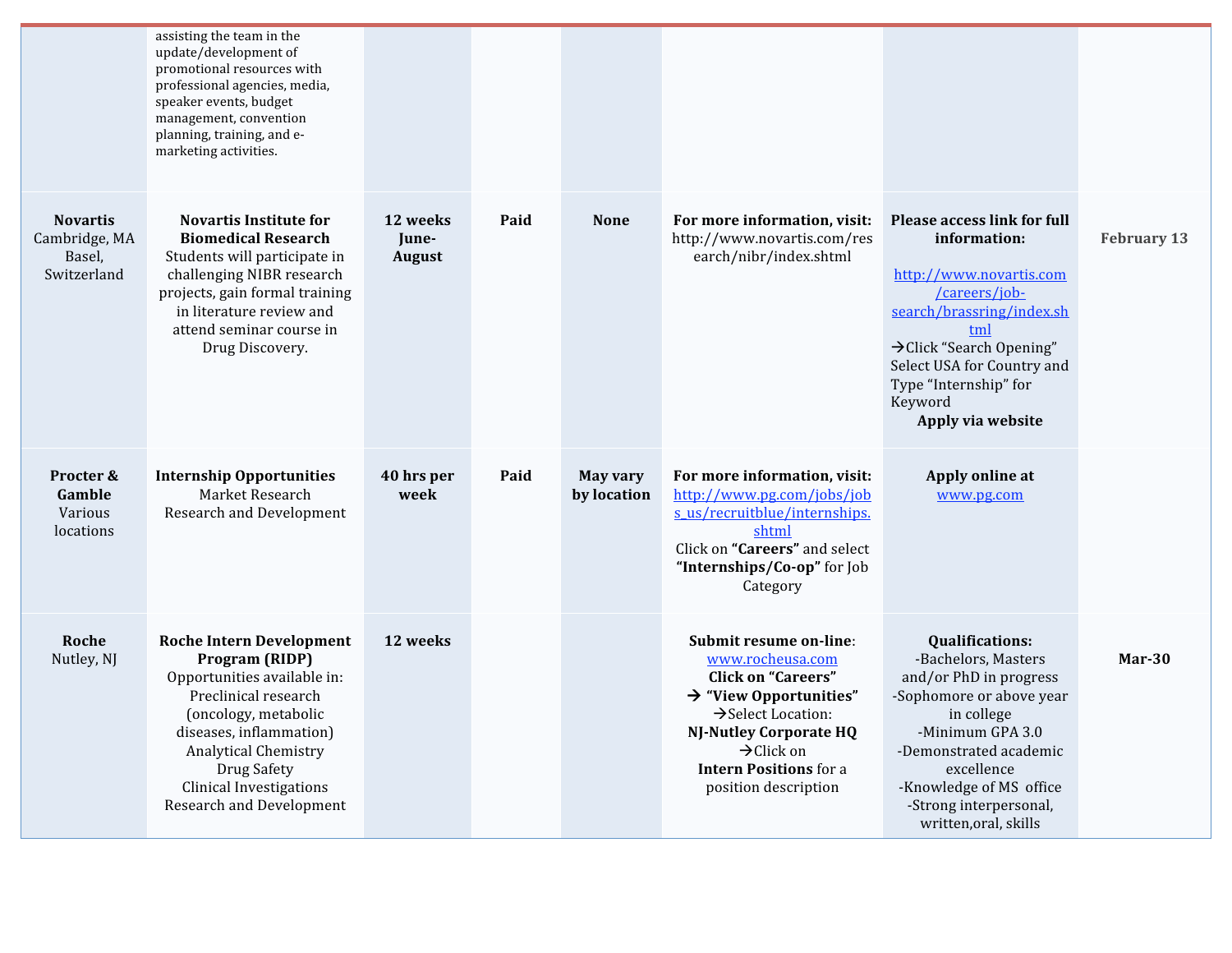| | | | | | | | |
|---|---|---|---|---|---|---|---|
| | assisting the team in the update/development of promotional resources with professional agencies, media, speaker events, budget management, convention planning, training, and e-marketing activities. | | | | | | |
| **Novartis** Cambridge, MA Basel, Switzerland | **Novartis Institute for Biomedical Research** Students will participate in challenging NIBR research projects, gain formal training in literature review and attend seminar course in Drug Discovery. | **12 weeks June-August** | **Paid** | **None** | **For more information, visit:** http://www.novartis.com/research/nibr/index.shtml | **Please access link for full information:** http://www.novartis.com/careers/job-search/brassring/index.shtml →Click "Search Opening" Select USA for Country and Type "Internship" for Keyword **Apply via website** | **February 13** |
| **Procter & Gamble** Various locations | **Internship Opportunities** Market Research Research and Development | **40 hrs per week** | **Paid** | **May vary by location** | **For more information, visit:** http://www.pg.com/jobs/jobs_us/recruitblue/internships.shtml Click on **"Careers"** and select **"Internships/Co-op"** for Job Category | **Apply online at** www.pg.com | |
| **Roche** Nutley, NJ | **Roche Intern Development Program (RIDP)** Opportunities available in: Preclinical research (oncology, metabolic diseases, inflammation) Analytical Chemistry Drug Safety Clinical Investigations Research and Development | **12 weeks** | | | **Submit resume on-line**: www.rocheusa.com **Click on "Careers"** → **"View Opportunities"** →Select Location: **NJ-Nutley Corporate HQ** →Click on **Intern Positions** for a position description | **Qualifications:** -Bachelors, Masters and/or PhD in progress -Sophomore or above year in college -Minimum GPA 3.0 -Demonstrated academic excellence -Knowledge of MS office -Strong interpersonal, written,oral, skills | **Mar-30** |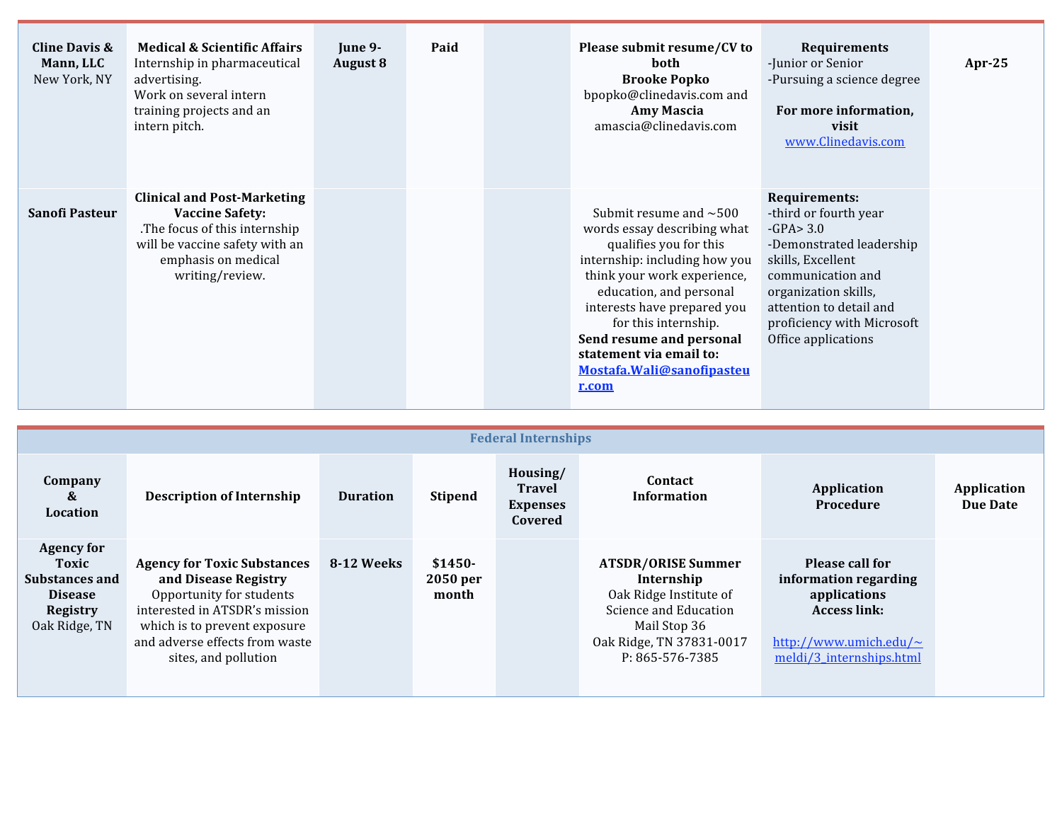| | | | | | | | |
|---|---|---|---|---|---|---|---|
| **Cline Davis & Mann, LLC** New York, NY | **Medical & Scientific Affairs** Internship in pharmaceutical advertising. Work on several intern training projects and an intern pitch. | **June 9- August 8** | **Paid** | | **Please submit resume/CV to both** **Brooke Popko** bpopko@clinedavis.com and **Amy Mascia** amascia@clinedavis.com | **Requirements** -Junior or Senior -Pursuing a science degree **For more information, visit** www.Clinedavis.com | **Apr-25** |
| **Sanofi Pasteur** | **Clinical and Post-Marketing Vaccine Safety:** .The focus of this internship will be vaccine safety with an emphasis on medical writing/review. | | | | Submit resume and ~500 words essay describing what qualifies you for this internship: including how you think your work experience, education, and personal interests have prepared you for this internship. **Send resume and personal statement via email to:** **Mostafa.Wali@sanofipasteur.com** | **Requirements:** -third or fourth year -GPA> 3.0 -Demonstrated leadership skills, Excellent communication and organization skills, attention to detail and proficiency with Microsoft Office applications | |

**Federal Internships**

| Company & Location | Description of Internship | Duration | Stipend | Housing/ Travel Expenses Covered | Contact Information | Application Procedure | Application Due Date |
|---|---|---|---|---|---|---|---|
| **Agency for Toxic Substances and Disease Registry** Oak Ridge, TN | **Agency for Toxic Substances and Disease Registry** Opportunity for students interested in ATSDR's mission which is to prevent exposure and adverse effects from waste sites, and pollution | **8-12 Weeks** | **$1450-2050 per month** | | **ATSDR/ORISE Summer Internship** Oak Ridge Institute of Science and Education Mail Stop 36 Oak Ridge, TN 37831-0017 P: 865-576-7385 | **Please call for information regarding applications** **Access link:** http://www.umich.edu/~meldi/3_internships.html | |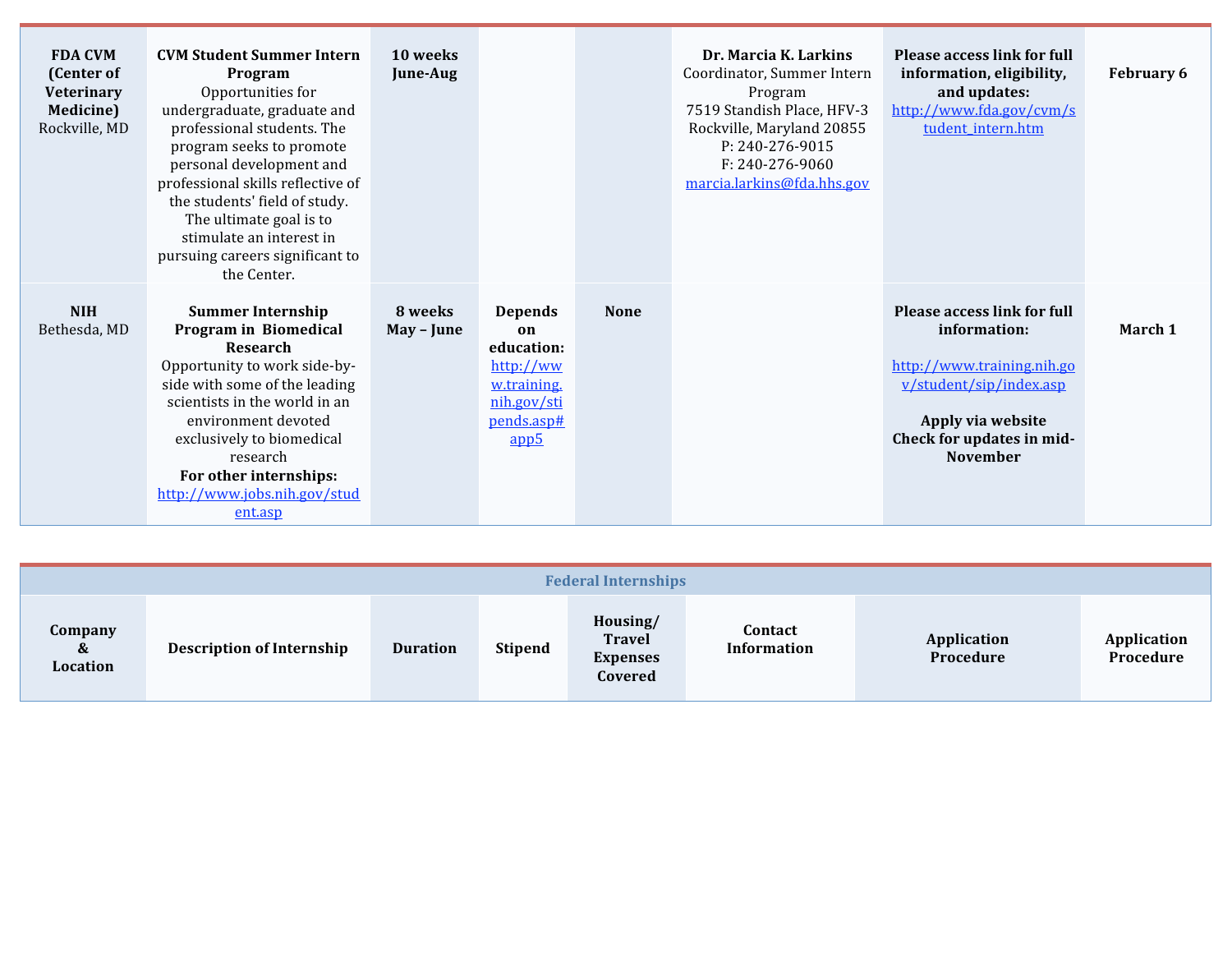| | | | | | | | |
|---|---|---|---|---|---|---|---|
| **FDA CVM (Center of Veterinary Medicine)** Rockville, MD | **CVM Student Summer Intern Program** Opportunities for undergraduate, graduate and professional students. The program seeks to promote personal development and professional skills reflective of the students' field of study. The ultimate goal is to stimulate an interest in pursuing careers significant to the Center. | **10 weeks June-Aug** | | | **Dr. Marcia K. Larkins** Coordinator, Summer Intern Program 7519 Standish Place, HFV-3 Rockville, Maryland 20855 P: 240-276-9015 F: 240-276-9060 marcia.larkins@fda.hhs.gov | **Please access link for full information, eligibility, and updates:** http://www.fda.gov/cvm/student_intern.htm | **February 6** |
| **NIH** Bethesda, MD | **Summer Internship Program in Biomedical Research** Opportunity to work side-by-side with some of the leading scientists in the world in an environment devoted exclusively to biomedical research **For other internships:** http://www.jobs.nih.gov/student.asp | **8 weeks May – June** | **Depends on education:** http://www.training.nih.gov/stipends.asp#app5 | **None** | | **Please access link for full information:** http://www.training.nih.gov/student/sip/index.asp **Apply via website Check for updates in mid-November** | **March 1** |

**Federal Internships**

| Company & Location | Description of Internship | Duration | Stipend | Housing/ Travel Expenses Covered | Contact Information | Application Procedure | Application Procedure |
|---|---|---|---|---|---|---|---|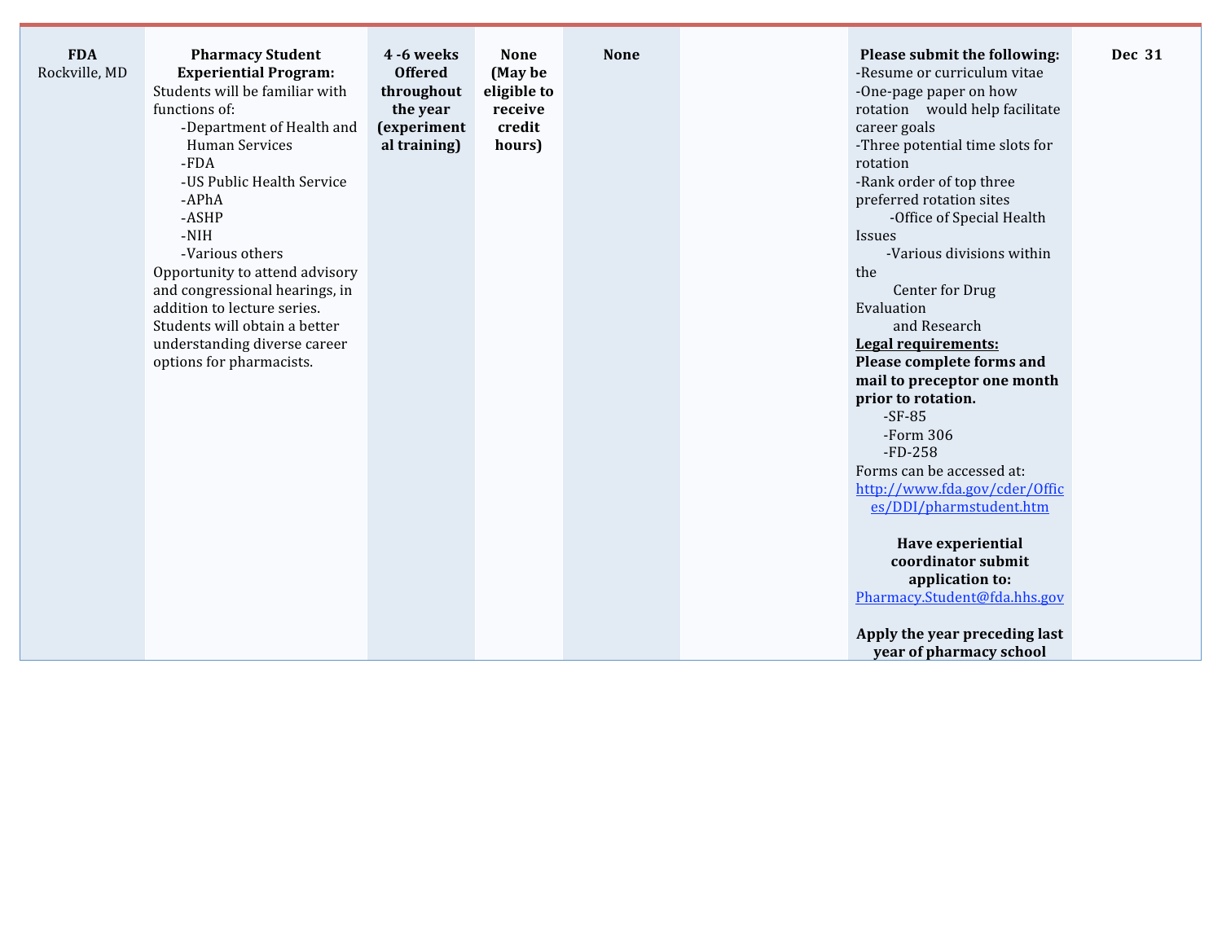| | | | | | | | |
|---|---|---|---|---|---|---|---|
| **FDA**<br>Rockville, MD | **Pharmacy Student Experiential Program:**<br>Students will be familiar with functions of:<br>-Department of Health and Human Services<br>-FDA<br>-US Public Health Service<br>-APhA<br>-ASHP<br>-NIH<br>-Various others<br>Opportunity to attend advisory and congressional hearings, in addition to lecture series. Students will obtain a better understanding diverse career options for pharmacists. | **4 -6 weeks Offered throughout the year (experimental training)** | **None (May be eligible to receive credit hours)** | **None** | | **Please submit the following:**<br>-Resume or curriculum vitae<br>-One-page paper on how rotation would help facilitate career goals<br>-Three potential time slots for rotation<br>-Rank order of top three preferred rotation sites<br>-Office of Special Health Issues<br>-Various divisions within the Center for Drug Evaluation and Research<br>**Legal requirements:**<br>**Please complete forms and mail to preceptor one month prior to rotation.**<br>-SF-85<br>-Form 306<br>-FD-258<br>Forms can be accessed at: http://www.fda.gov/cder/Offices/DDI/pharmstudent.htm<br><br>**Have experiential coordinator submit application to:**<br>Pharmacy.Student@fda.hhs.gov<br><br>**Apply the year preceding last year of pharmacy school** | **Dec 31** |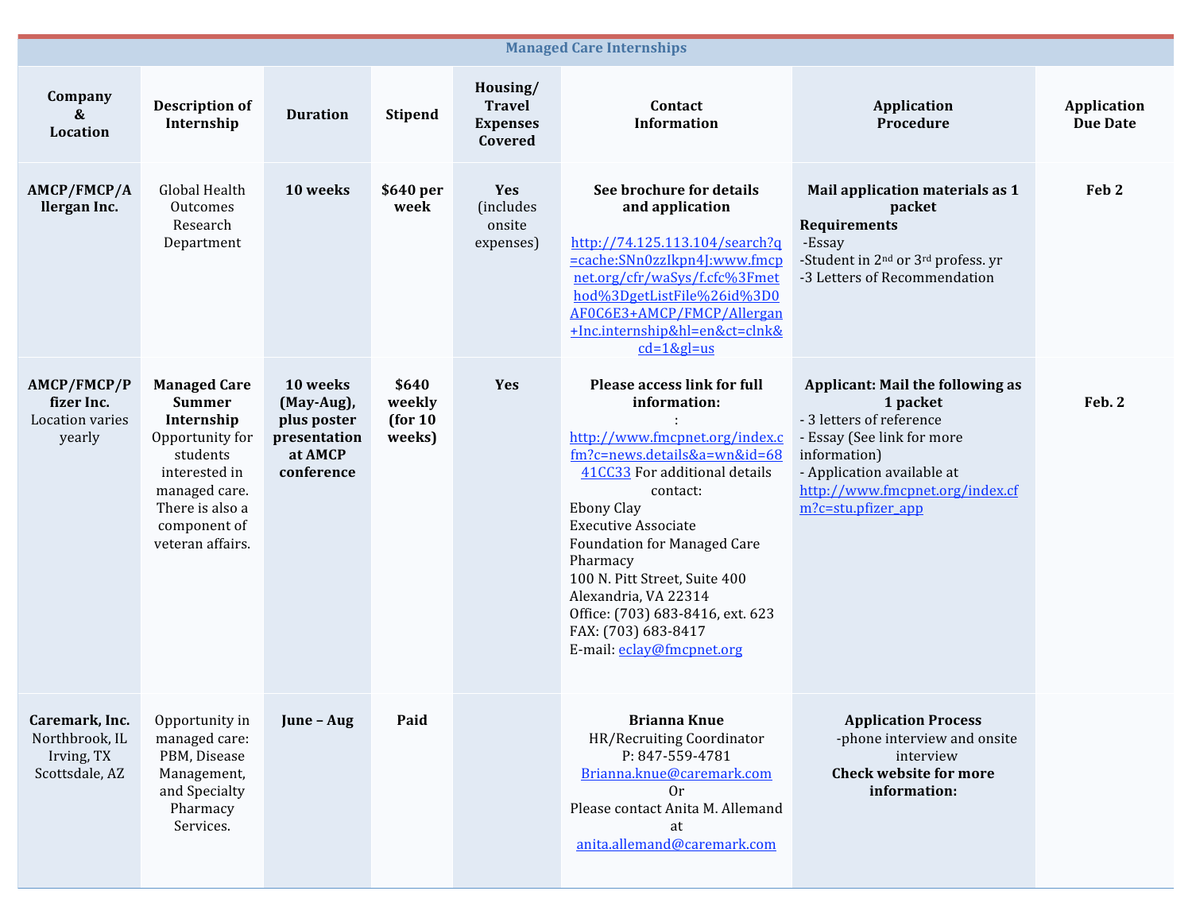## Managed Care Internships

| Company & Location | Description of Internship | Duration | Stipend | Housing/ Travel Expenses Covered | Contact Information | Application Procedure | Application Due Date |
|---|---|---|---|---|---|---|---|
| **AMCP/FMCP/Allergan Inc.** | Global Health Outcomes Research Department | **10 weeks** | **$640 per week** | **Yes** (includes onsite expenses) | **See brochure for details and application** http://74.125.113.104/search?q=cache:SNn0zzIkpn4J:www.fmcpnet.org/cfr/waSys/f.cfc%3Fmethod%3DgetListFile%26id%3D0AF0C6E3+AMCP/FMCP/Allergan+Inc.internship&hl=en&ct=clnk&cd=1&gl=us | **Mail application materials as 1 packet** **Requirements** -Essay -Student in 2nd or 3rd profess. yr -3 Letters of Recommendation | **Feb 2** |
| **AMCP/FMCP/Pfizer Inc.** Location varies yearly | **Managed Care Summer Internship** Opportunity for students interested in managed care. There is also a component of veteran affairs. | **10 weeks (May-Aug), plus poster presentation at AMCP conference** | **$640 weekly (for 10 weeks)** | **Yes** | **Please access link for full information:** : http://www.fmcpnet.org/index.cfm?c=news.details&a=wn&id=6841CC33 For additional details contact: Ebony Clay Executive Associate Foundation for Managed Care Pharmacy 100 N. Pitt Street, Suite 400 Alexandria, VA 22314 Office: (703) 683-8416, ext. 623 FAX: (703) 683-8417 E-mail: eclay@fmcpnet.org | **Applicant: Mail the following as 1 packet** - 3 letters of reference - Essay (See link for more information) - Application available at http://www.fmcpnet.org/index.cfm?c=stu.pfizer_app | **Feb. 2** |
| **Caremark, Inc.** Northbrook, IL Irving, TX Scottsdale, AZ | Opportunity in managed care: PBM, Disease Management, and Specialty Pharmacy Services. | **June – Aug** | **Paid** | | **Brianna Knue** HR/Recruiting Coordinator P: 847-559-4781 Brianna.knue@caremark.com Or Please contact Anita M. Allemand at anita.allemand@caremark.com | **Application Process** -phone interview and onsite interview **Check website for more information:** | |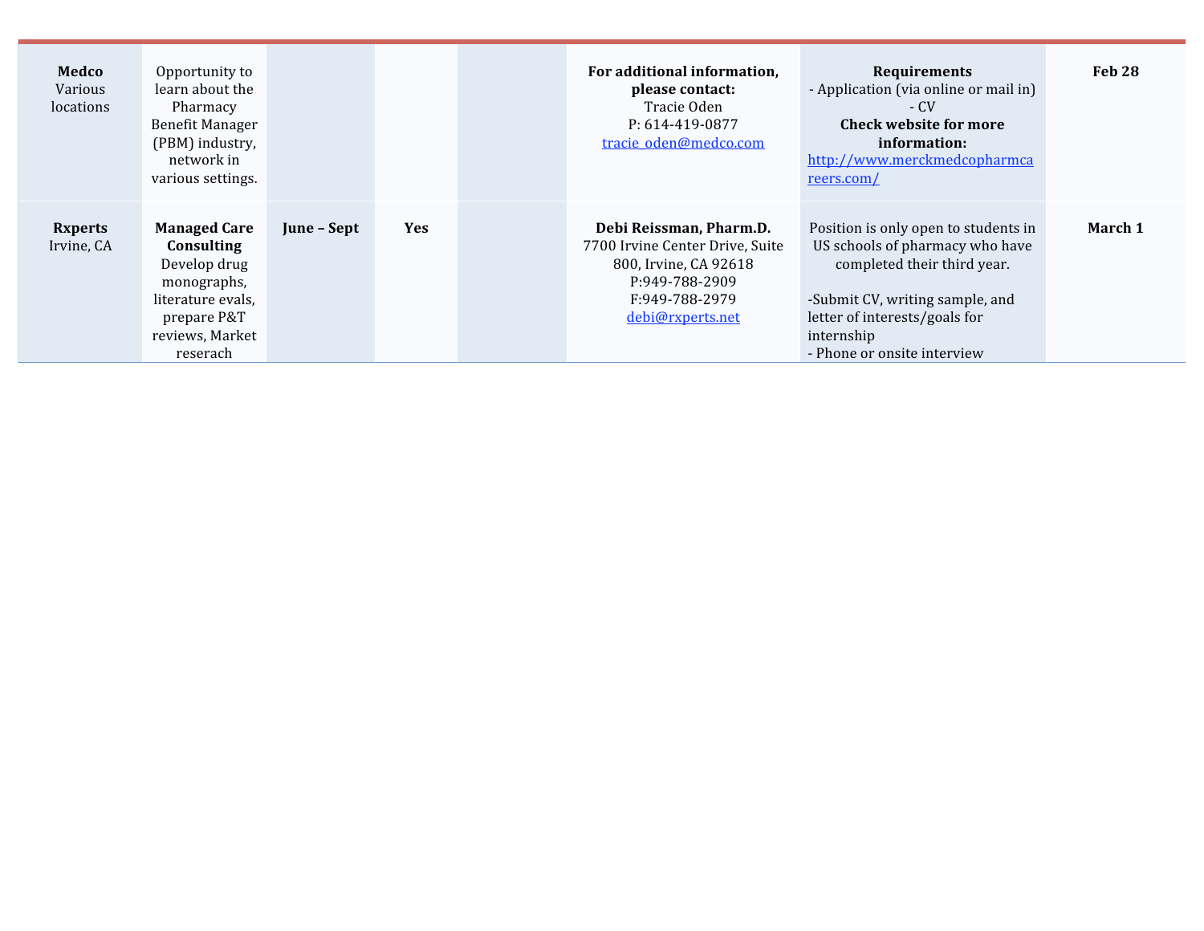| | | | | | | | |
|---|---|---|---|---|---|---|---|
| **Medco** Various locations | Opportunity to learn about the Pharmacy Benefit Manager (PBM) industry, network in various settings. | | | | **For additional information, please contact:** Tracie Oden P: 614-419-0877 tracie_oden@medco.com | **Requirements** - Application (via online or mail in) - CV **Check website for more information:** http://www.merckmedcopharmcareers.com/ | **Feb 28** |
| **Rxperts** Irvine, CA | **Managed Care Consulting** Develop drug monographs, literature evals, prepare P&T reviews, Market reserach | **June – Sept** | **Yes** | | **Debi Reissman, Pharm.D.** 7700 Irvine Center Drive, Suite 800, Irvine, CA 92618 P:949-788-2909 F:949-788-2979 debi@rxperts.net | Position is only open to students in US schools of pharmacy who have completed their third year. -Submit CV, writing sample, and letter of interests/goals for internship - Phone or onsite interview | **March 1** |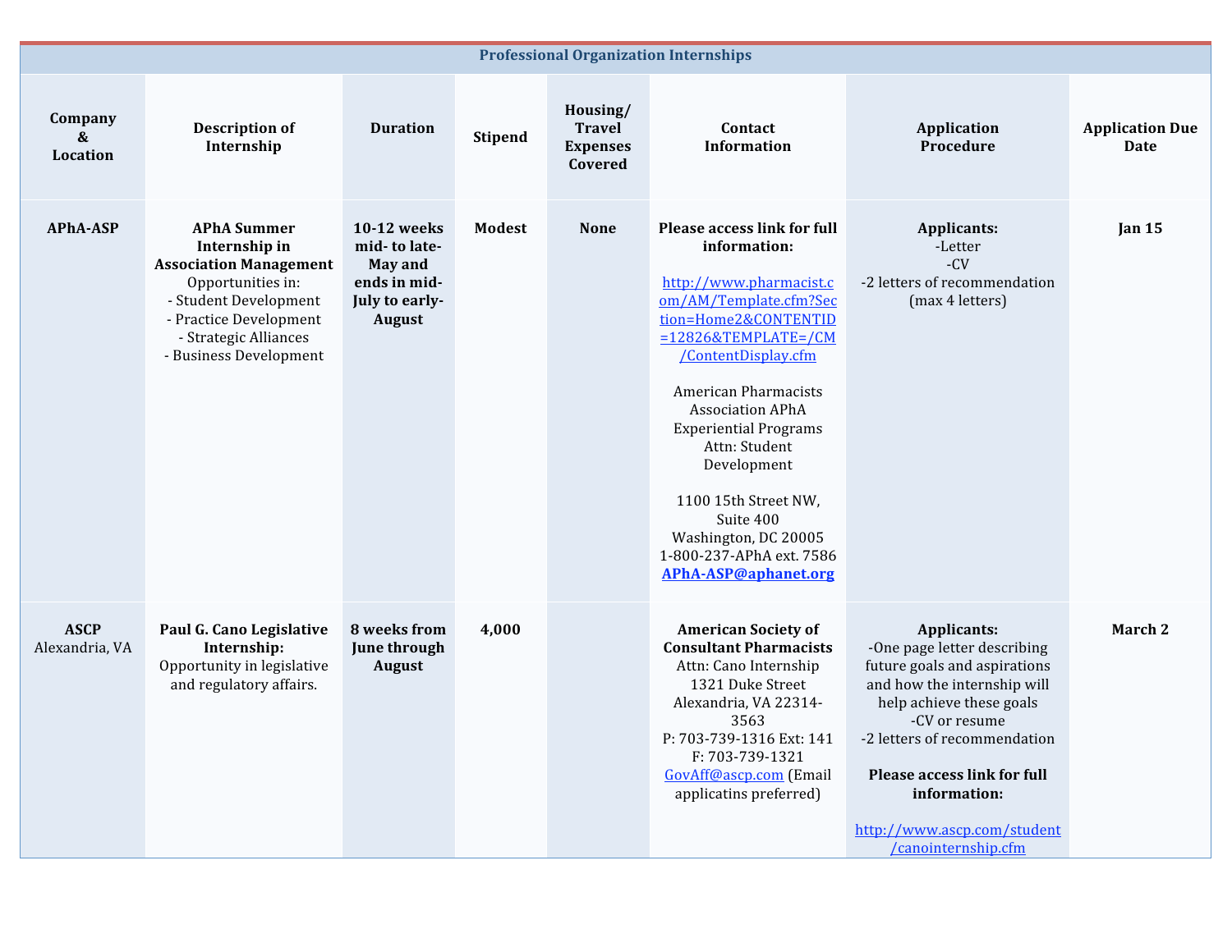| Professional Organization Internships | | | | | | | |
|---|---|---|---|---|---|---|---|
| **Company & Location** | **Description of Internship** | **Duration** | **Stipend** | **Housing/ Travel Expenses Covered** | **Contact Information** | **Application Procedure** | **Application Due Date** |
| **APhA-ASP** | **APhA Summer Internship in Association Management** Opportunities in: - Student Development - Practice Development - Strategic Alliances - Business Development | **10-12 weeks mid- to late-May and ends in mid-July to early-August** | **Modest** | **None** | **Please access link for full information:** http://www.pharmacist.com/AM/Template.cfm?Section=Home2&CONTENTID=12826&TEMPLATE=/CM/ContentDisplay.cfm American Pharmacists Association APhA Experiential Programs Attn: Student Development 1100 15th Street NW, Suite 400 Washington, DC 20005 1-800-237-APhA ext. 7586 **APhA-ASP@aphanet.org** | **Applicants:** -Letter -CV -2 letters of recommendation (max 4 letters) | **Jan 15** |
| **ASCP** Alexandria, VA | **Paul G. Cano Legislative Internship:** Opportunity in legislative and regulatory affairs. | **8 weeks from June through August** | **4,000** | | **American Society of Consultant Pharmacists** Attn: Cano Internship 1321 Duke Street Alexandria, VA 22314-3563 P: 703-739-1316 Ext: 141 F: 703-739-1321 GovAff@ascp.com (Email applicatins preferred) | **Applicants:** -One page letter describing future goals and aspirations and how the internship will help achieve these goals -CV or resume -2 letters of recommendation **Please access link for full information:** http://www.ascp.com/student/canointernship.cfm | **March 2** |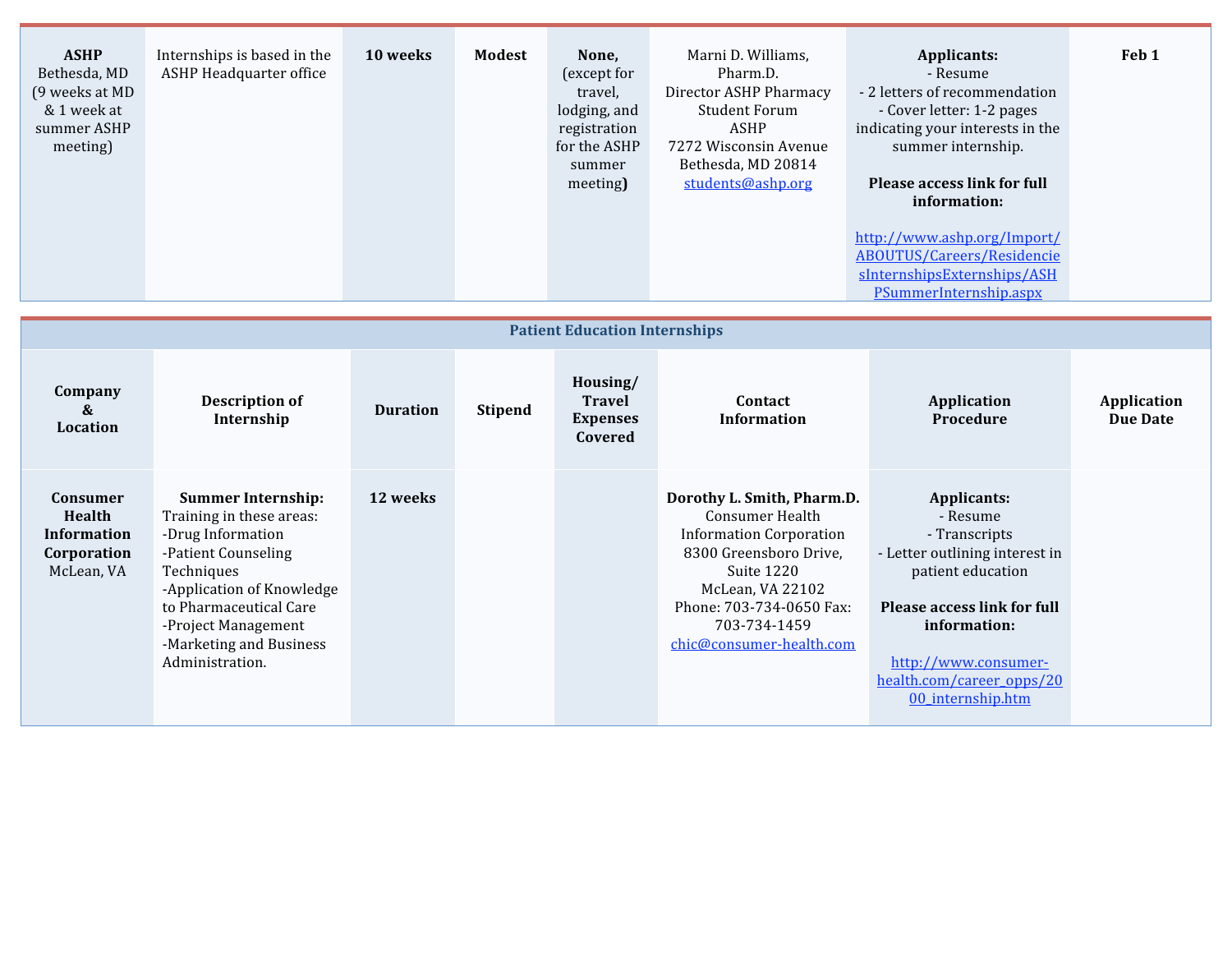| | | | | | | | |
|---|---|---|---|---|---|---|---|
| **ASHP** Bethesda, MD (9 weeks at MD & 1 week at summer ASHP meeting) | Internships is based in the ASHP Headquarter office | **10 weeks** | **Modest** | **None,** (except for travel, lodging, and registration for the ASHP summer meeting**)** | Marni D. Williams, Pharm.D. Director ASHP Pharmacy Student Forum ASHP 7272 Wisconsin Avenue Bethesda, MD 20814 students@ashp.org | **Applicants:** - Resume - 2 letters of recommendation - Cover letter: 1-2 pages indicating your interests in the summer internship. **Please access link for full information:** http://www.ashp.org/Import/ABOUTUS/Careers/ResidenciesInternshipsExternships/ASHPSummerInternship.aspx | **Feb 1** |

**Patient Education Internships**

| **Company & Location** | **Description of Internship** | **Duration** | **Stipend** | **Housing/ Travel Expenses Covered** | **Contact Information** | **Application Procedure** | **Application Due Date** |
|---|---|---|---|---|---|---|---|
| **Consumer Health Information Corporation** McLean, VA | **Summer Internship:** Training in these areas: -Drug Information -Patient Counseling Techniques -Application of Knowledge to Pharmaceutical Care -Project Management -Marketing and Business Administration. | **12 weeks** | | | **Dorothy L. Smith, Pharm.D.** Consumer Health Information Corporation 8300 Greensboro Drive, Suite 1220 McLean, VA 22102 Phone: 703-734-0650 Fax: 703-734-1459 chic@consumer-health.com | **Applicants:** - Resume - Transcripts - Letter outlining interest in patient education **Please access link for full information:** http://www.consumer-health.com/career_opps/2000_internship.htm | |